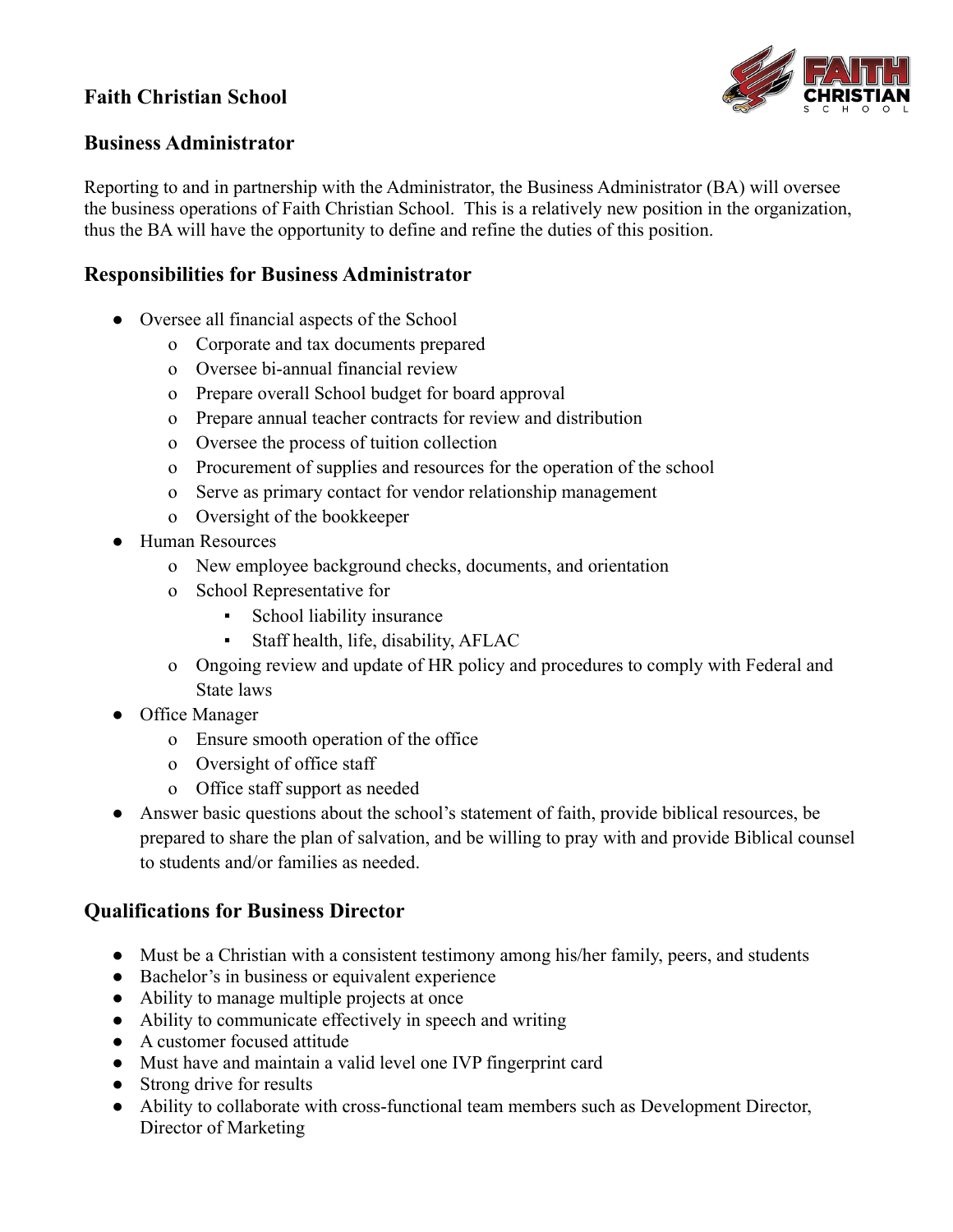## Faith Christian School

## Business Administrator

Reporting to and in partnership with the Administrator, the Business Administrator (BA) will oversee the business operations of Faith Christian School. This is a relatively new position in the organization, thus the BA will have the opportunity to define and refine the duties of this position.

## Responsibilities for Business Administrator

- Oversee all financial aspects of the School
  - Corporate and tax documents prepared
  - Oversee bi-annual financial review
  - Prepare overall School budget for board approval
  - Prepare annual teacher contracts for review and distribution
  - Oversee the process of tuition collection
  - Procurement of supplies and resources for the operation of the school
  - Serve as primary contact for vendor relationship management
  - Oversight of the bookkeeper
- Human Resources
  - New employee background checks, documents, and orientation
  - School Representative for
    - School liability insurance
    - Staff health, life, disability, AFLAC
  - Ongoing review and update of HR policy and procedures to comply with Federal and State laws
- Office Manager
  - Ensure smooth operation of the office
  - Oversight of office staff
  - Office staff support as needed
- Answer basic questions about the school's statement of faith, provide biblical resources, be prepared to share the plan of salvation, and be willing to pray with and provide Biblical counsel to students and/or families as needed.

## Qualifications for Business Director

- Must be a Christian with a consistent testimony among his/her family, peers, and students
- Bachelor's in business or equivalent experience
- Ability to manage multiple projects at once
- Ability to communicate effectively in speech and writing
- A customer focused attitude
- Must have and maintain a valid level one IVP fingerprint card
- Strong drive for results
- Ability to collaborate with cross-functional team members such as Development Director, Director of Marketing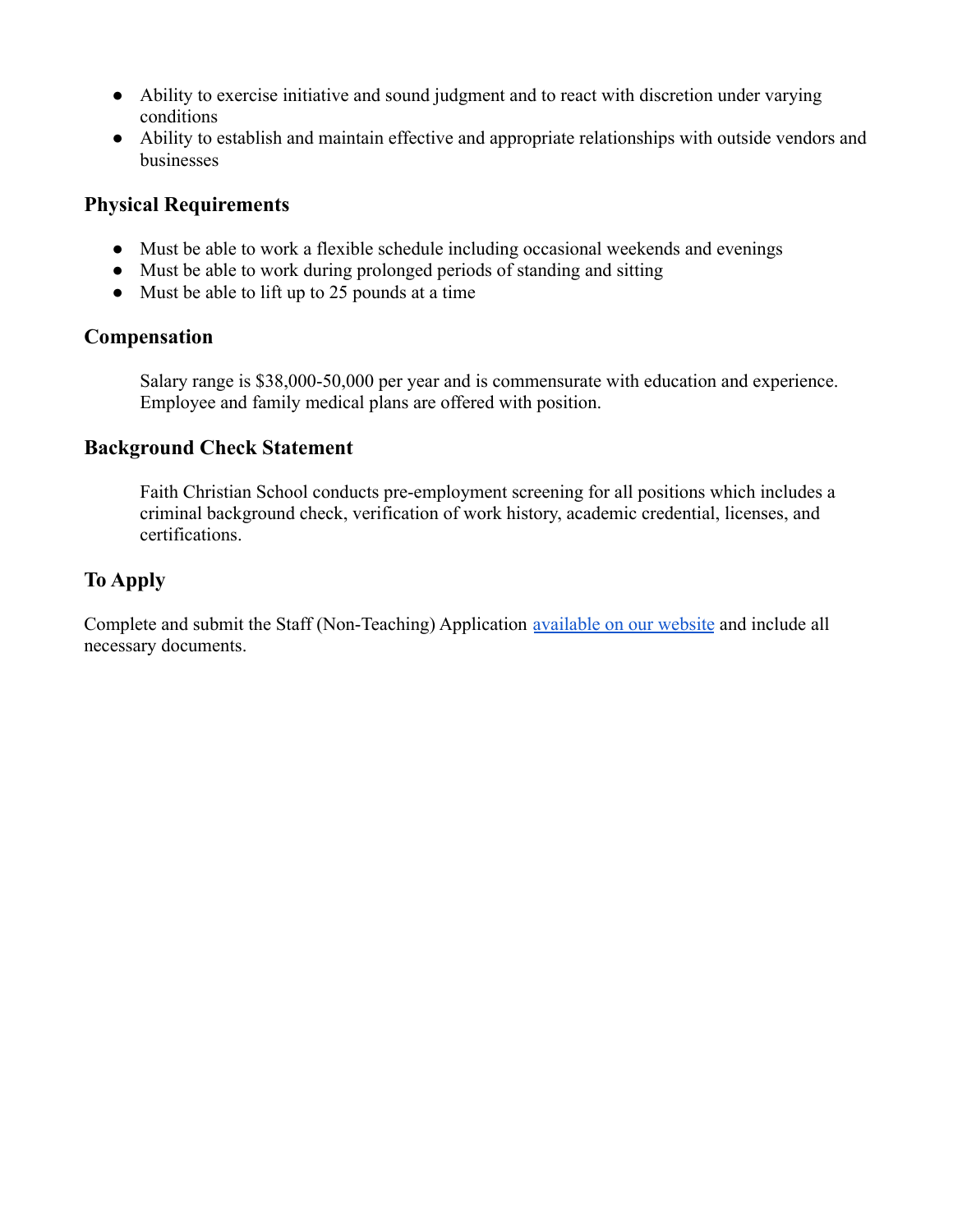- Ability to exercise initiative and sound judgment and to react with discretion under varying conditions
- Ability to establish and maintain effective and appropriate relationships with outside vendors and businesses

### Physical Requirements

- Must be able to work a flexible schedule including occasional weekends and evenings
- Must be able to work during prolonged periods of standing and sitting
- Must be able to lift up to 25 pounds at a time

### Compensation

Salary range is $38,000-50,000 per year and is commensurate with education and experience. Employee and family medical plans are offered with position.

### Background Check Statement

Faith Christian School conducts pre-employment screening for all positions which includes a criminal background check, verification of work history, academic credential, licenses, and certifications.

### To Apply

Complete and submit the Staff (Non-Teaching) Application available on our website and include all necessary documents.